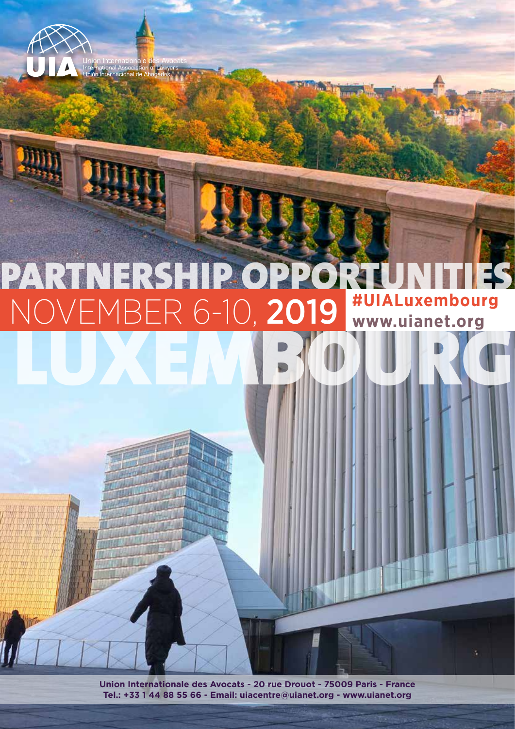UIA

Union Internationale des Avocats
International Association of Lawyers
Unión Internacional de Abogados

# PARTNERSHIP OPPORTUNITIES

NOVEMBER 6-10, **2019**

**#UIALuxembourg**
**www.uianet.org**

# LUXEMBOURG

**Union Internationale des Avocats - 20 rue Drouot - 75009 Paris - France**
**Tel.: +33 1 44 88 55 66 - Email: uiacentre@uianet.org - www.uianet.org**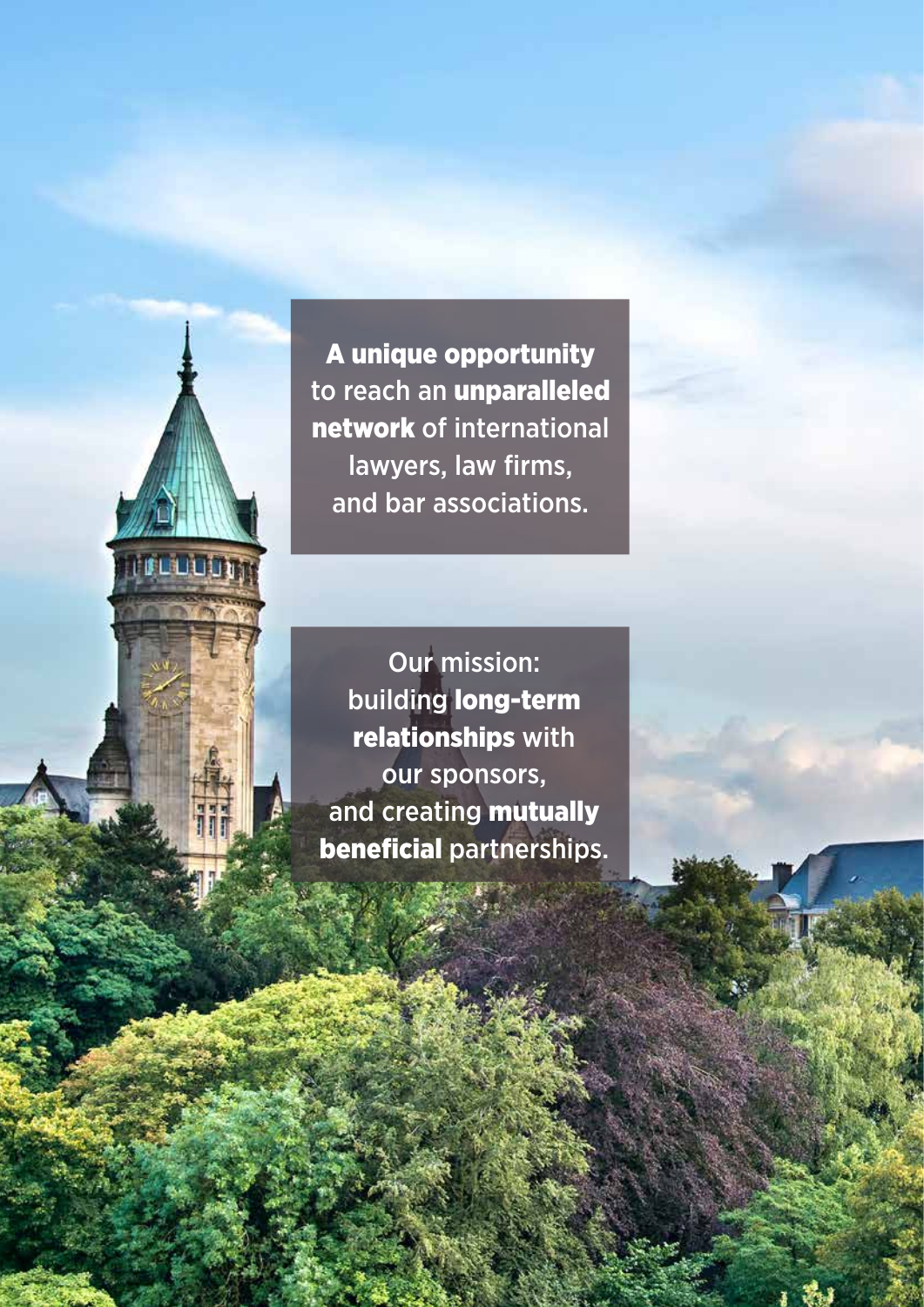**A unique opportunity** to reach an **unparalleled network** of international lawyers, law firms, and bar associations.

Our mission: building **long-term relationships** with our sponsors, and creating **mutually beneficial** partnerships.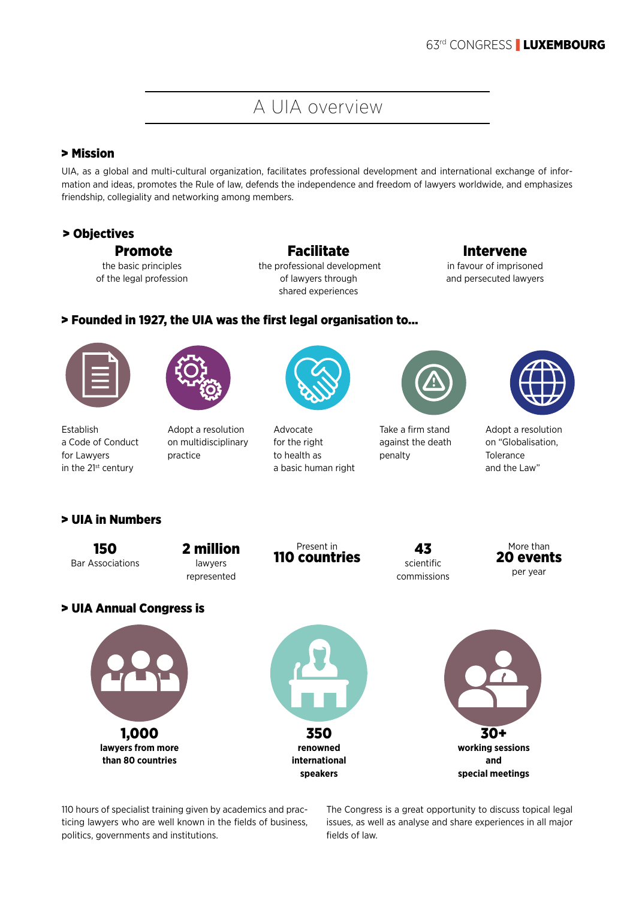# A UIA overview

## > Mission

UIA, as a global and multi-cultural organization, facilitates professional development and international exchange of information and ideas, promotes the Rule of law, defends the independence and freedom of lawyers worldwide, and emphasizes friendship, collegiality and networking among members.

## > Objectives

**Promote**
the basic principles of the legal profession

**Facilitate**
the professional development of lawyers through shared experiences

**Intervene**
in favour of imprisoned and persecuted lawyers

## > Founded in 1927, the UIA was the first legal organisation to...

- Establish a Code of Conduct for Lawyers in the 21st century
- Adopt a resolution on multidisciplinary practice
- Advocate for the right to health as a basic human right
- Take a firm stand against the death penalty
- Adopt a resolution on "Globalisation, Tolerance and the Law"

## > UIA in Numbers

**150**
Bar Associations

**2 million**
lawyers represented

Present in
**110 countries**

**43**
scientific commissions

More than
**20 events**
per year

## > UIA Annual Congress is

**1,000**
**lawyers from more than 80 countries**

**350**
**renowned international speakers**

**30+**
**working sessions and special meetings**

110 hours of specialist training given by academics and practicing lawyers who are well known in the fields of business, politics, governments and institutions.

The Congress is a great opportunity to discuss topical legal issues, as well as analyse and share experiences in all major fields of law.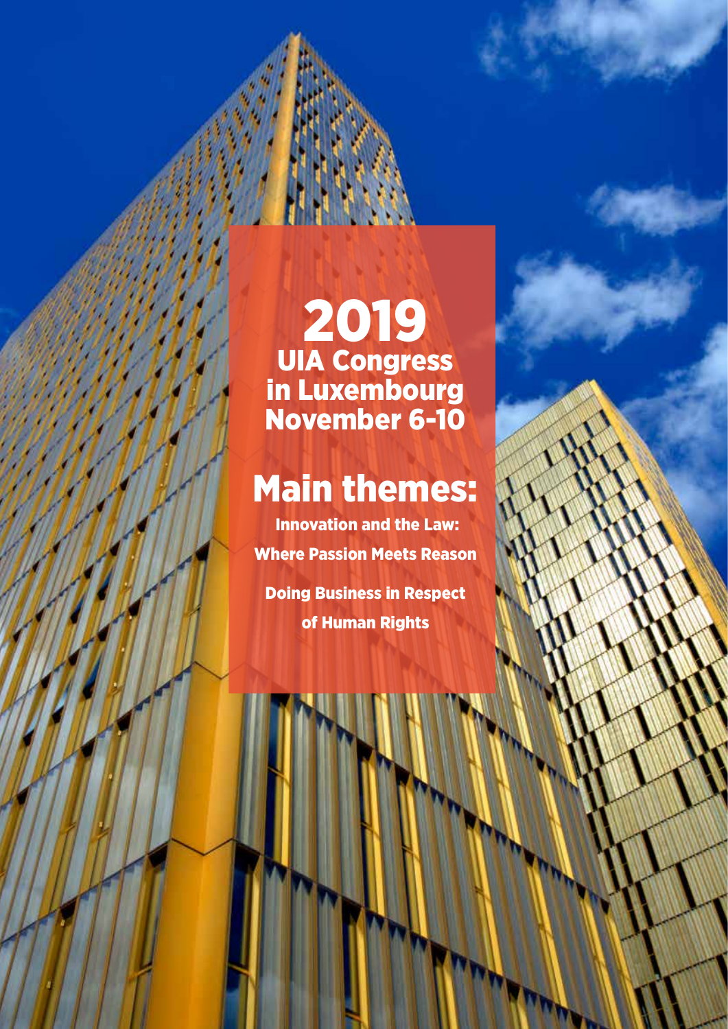# 2019

## UIA Congress in Luxembourg November 6-10

## Main themes:

**Innovation and the Law: Where Passion Meets Reason**

**Doing Business in Respect of Human Rights**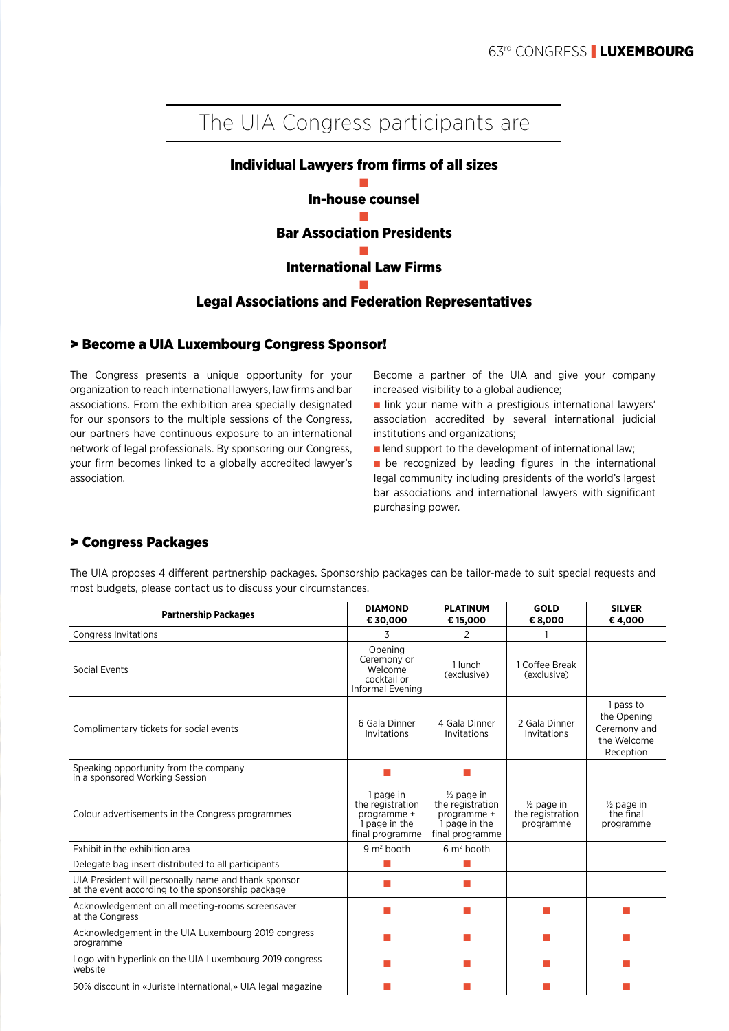## The UIA Congress participants are

**Individual Lawyers from firms of all sizes**

**In-house counsel**

**Bar Association Presidents**

**International Law Firms**

**Legal Associations and Federation Representatives**

## > Become a UIA Luxembourg Congress Sponsor!

The Congress presents a unique opportunity for your organization to reach international lawyers, law firms and bar associations. From the exhibition area specially designated for our sponsors to the multiple sessions of the Congress, our partners have continuous exposure to an international network of legal professionals. By sponsoring our Congress, your firm becomes linked to a globally accredited lawyer's association.

Become a partner of the UIA and give your company increased visibility to a global audience;

- link your name with a prestigious international lawyers' association accredited by several international judicial institutions and organizations;
- lend support to the development of international law;
- be recognized by leading figures in the international legal community including presidents of the world's largest bar associations and international lawyers with significant purchasing power.

## > Congress Packages

The UIA proposes 4 different partnership packages. Sponsorship packages can be tailor-made to suit special requests and most budgets, please contact us to discuss your circumstances.

| Partnership Packages | DIAMOND € 30,000 | PLATINUM € 15,000 | GOLD € 8,000 | SILVER € 4,000 |
|---|---|---|---|---|
| Congress Invitations | 3 | 2 | 1 | |
| Social Events | Opening Ceremony or Welcome cocktail or Informal Evening | 1 lunch (exclusive) | 1 Coffee Break (exclusive) | |
| Complimentary tickets for social events | 6 Gala Dinner Invitations | 4 Gala Dinner Invitations | 2 Gala Dinner Invitations | 1 pass to the Opening Ceremony and the Welcome Reception |
| Speaking opportunity from the company in a sponsored Working Session | ■ | ■ | | |
| Colour advertisements in the Congress programmes | 1 page in the registration programme + 1 page in the final programme | ½ page in the registration programme + 1 page in the final programme | ½ page in the registration programme | ½ page in the final programme |
| Exhibit in the exhibition area | 9 m² booth | 6 m² booth | | |
| Delegate bag insert distributed to all participants | ■ | ■ | | |
| UIA President will personally name and thank sponsor at the event according to the sponsorship package | ■ | ■ | | |
| Acknowledgement on all meeting-rooms screensaver at the Congress | ■ | ■ | ■ | ■ |
| Acknowledgement in the UIA Luxembourg 2019 congress programme | ■ | ■ | ■ | ■ |
| Logo with hyperlink on the UIA Luxembourg 2019 congress website | ■ | ■ | ■ | ■ |
| 50% discount in «Juriste International,» UIA legal magazine | ■ | ■ | ■ | ■ |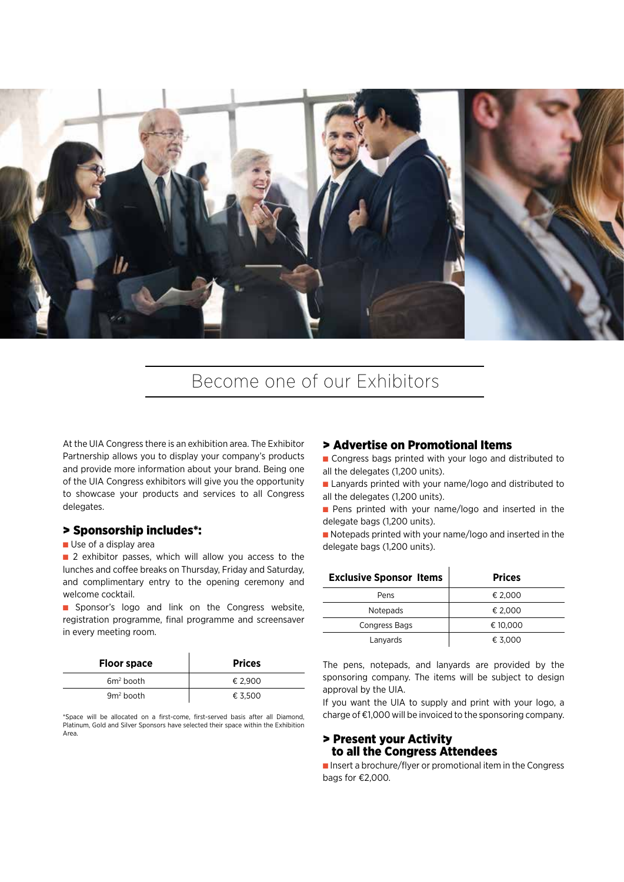# Become one of our Exhibitors

At the UIA Congress there is an exhibition area. The Exhibitor Partnership allows you to display your company's products and provide more information about your brand. Being one of the UIA Congress exhibitors will give you the opportunity to showcase your products and services to all Congress delegates.

## > Sponsorship includes*:

- Use of a display area
- 2 exhibitor passes, which will allow you access to the lunches and coffee breaks on Thursday, Friday and Saturday, and complimentary entry to the opening ceremony and welcome cocktail.
- Sponsor's logo and link on the Congress website, registration programme, final programme and screensaver in every meeting room.

| Floor space | Prices |
|---|---|
| 6m² booth | € 2,900 |
| 9m² booth | € 3,500 |

*Space will be allocated on a first-come, first-served basis after all Diamond, Platinum, Gold and Silver Sponsors have selected their space within the Exhibition Area.

## > Advertise on Promotional Items

- Congress bags printed with your logo and distributed to all the delegates (1,200 units).
- Lanyards printed with your name/logo and distributed to all the delegates (1,200 units).
- Pens printed with your name/logo and inserted in the delegate bags (1,200 units).
- Notepads printed with your name/logo and inserted in the delegate bags (1,200 units).

| Exclusive Sponsor Items | Prices |
|---|---|
| Pens | € 2,000 |
| Notepads | € 2,000 |
| Congress Bags | € 10,000 |
| Lanyards | € 3,000 |

The pens, notepads, and lanyards are provided by the sponsoring company. The items will be subject to design approval by the UIA.

If you want the UIA to supply and print with your logo, a charge of €1,000 will be invoiced to the sponsoring company.

## > Present your Activity to all the Congress Attendees

- Insert a brochure/flyer or promotional item in the Congress bags for €2,000.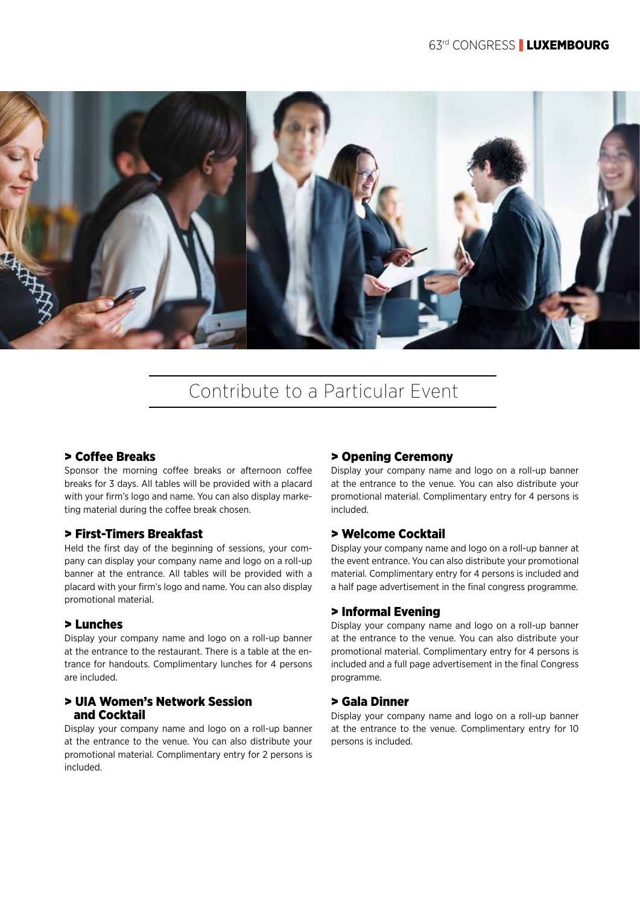## Contribute to a Particular Event

### > Coffee Breaks

Sponsor the morning coffee breaks or afternoon coffee breaks for 3 days. All tables will be provided with a placard with your firm's logo and name. You can also display marketing material during the coffee break chosen.

### > First-Timers Breakfast

Held the first day of the beginning of sessions, your company can display your company name and logo on a roll-up banner at the entrance. All tables will be provided with a placard with your firm's logo and name. You can also display promotional material.

### > Lunches

Display your company name and logo on a roll-up banner at the entrance to the restaurant. There is a table at the entrance for handouts. Complimentary lunches for 4 persons are included.

### > UIA Women's Network Session and Cocktail

Display your company name and logo on a roll-up banner at the entrance to the venue. You can also distribute your promotional material. Complimentary entry for 2 persons is included.

### > Opening Ceremony

Display your company name and logo on a roll-up banner at the entrance to the venue. You can also distribute your promotional material. Complimentary entry for 4 persons is included.

### > Welcome Cocktail

Display your company name and logo on a roll-up banner at the event entrance. You can also distribute your promotional material. Complimentary entry for 4 persons is included and a half page advertisement in the final congress programme.

### > Informal Evening

Display your company name and logo on a roll-up banner at the entrance to the venue. You can also distribute your promotional material. Complimentary entry for 4 persons is included and a full page advertisement in the final Congress programme.

### > Gala Dinner

Display your company name and logo on a roll-up banner at the entrance to the venue. Complimentary entry for 10 persons is included.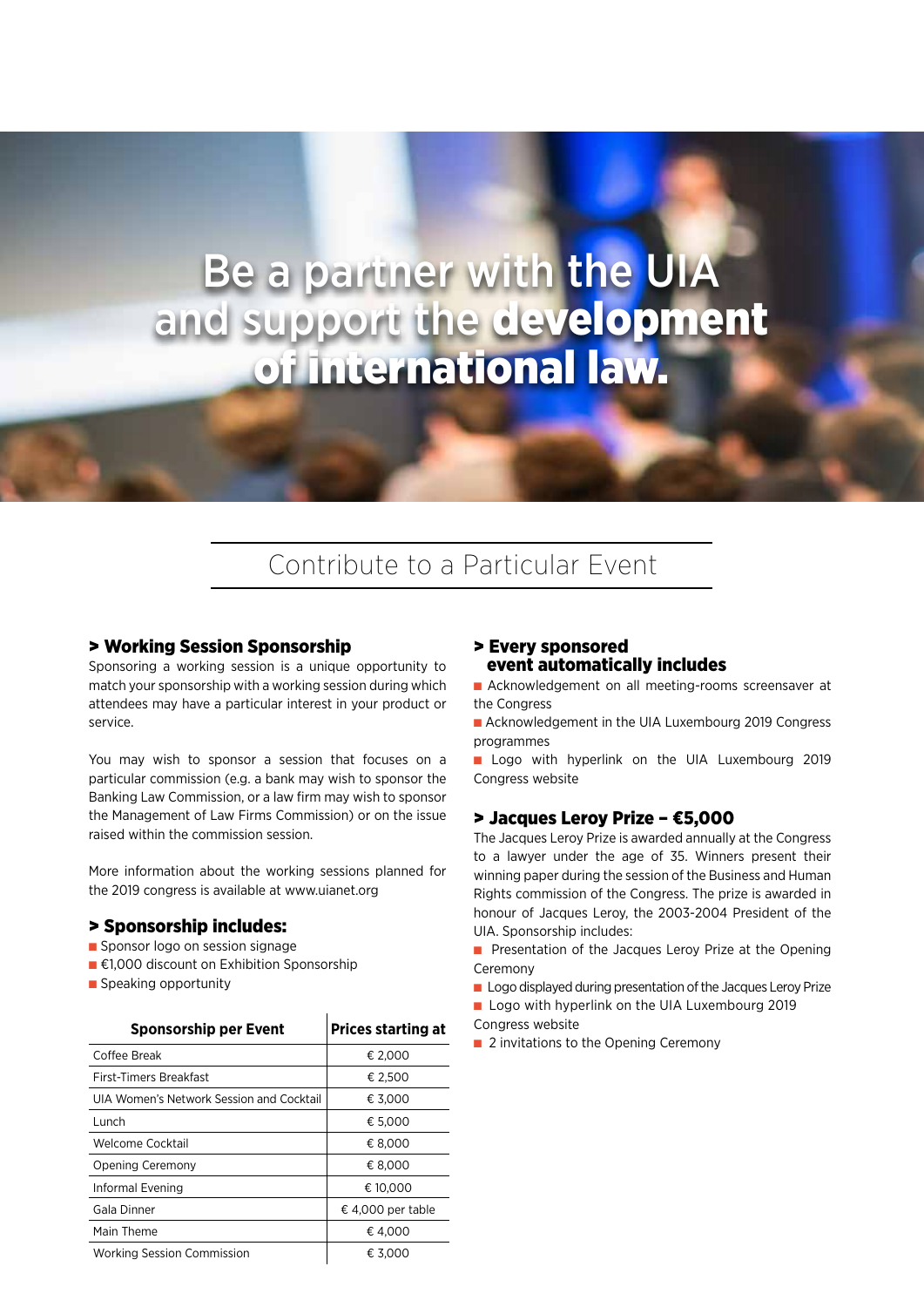# Be a partner with the UIA and support the **development of international law.**

## Contribute to a Particular Event

### > Working Session Sponsorship

Sponsoring a working session is a unique opportunity to match your sponsorship with a working session during which attendees may have a particular interest in your product or service.

You may wish to sponsor a session that focuses on a particular commission (e.g. a bank may wish to sponsor the Banking Law Commission, or a law firm may wish to sponsor the Management of Law Firms Commission) or on the issue raised within the commission session.

More information about the working sessions planned for the 2019 congress is available at www.uianet.org

### > Sponsorship includes:

- Sponsor logo on session signage
- €1,000 discount on Exhibition Sponsorship
- Speaking opportunity

| Sponsorship per Event | Prices starting at |
|---|---|
| Coffee Break | € 2,000 |
| First-Timers Breakfast | € 2,500 |
| UIA Women's Network Session and Cocktail | € 3,000 |
| Lunch | € 5,000 |
| Welcome Cocktail | € 8,000 |
| Opening Ceremony | € 8,000 |
| Informal Evening | € 10,000 |
| Gala Dinner | € 4,000 per table |
| Main Theme | € 4,000 |
| Working Session Commission | € 3,000 |

### > Every sponsored event automatically includes

- Acknowledgement on all meeting-rooms screensaver at the Congress
- Acknowledgement in the UIA Luxembourg 2019 Congress programmes
- Logo with hyperlink on the UIA Luxembourg 2019 Congress website

### > Jacques Leroy Prize – €5,000

The Jacques Leroy Prize is awarded annually at the Congress to a lawyer under the age of 35. Winners present their winning paper during the session of the Business and Human Rights commission of the Congress. The prize is awarded in honour of Jacques Leroy, the 2003-2004 President of the UIA. Sponsorship includes:

- Presentation of the Jacques Leroy Prize at the Opening Ceremony
- Logo displayed during presentation of the Jacques Leroy Prize
- Logo with hyperlink on the UIA Luxembourg 2019 Congress website
- 2 invitations to the Opening Ceremony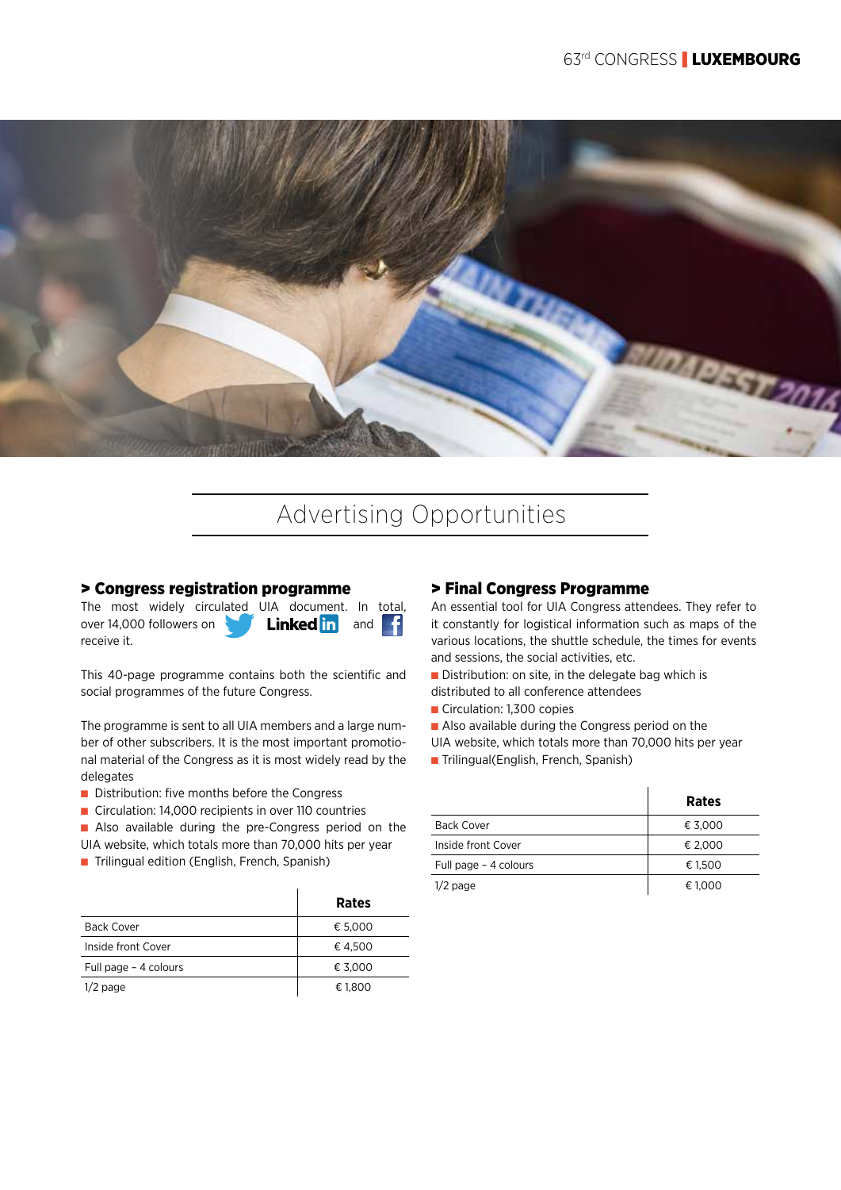# Advertising Opportunities

## > Congress registration programme

The most widely circulated UIA document. In total, over 14,000 followers on Twitter, LinkedIn and Facebook receive it.

This 40-page programme contains both the scientific and social programmes of the future Congress.

The programme is sent to all UIA members and a large number of other subscribers. It is the most important promotional material of the Congress as it is most widely read by the delegates

- Distribution: five months before the Congress
- Circulation: 14,000 recipients in over 110 countries
- Also available during the pre-Congress period on the UIA website, which totals more than 70,000 hits per year
- Trilingual edition (English, French, Spanish)

| | Rates |
|---|---|
| Back Cover | € 5,000 |
| Inside front Cover | € 4,500 |
| Full page – 4 colours | € 3,000 |
| 1/2 page | € 1,800 |

## > Final Congress Programme

An essential tool for UIA Congress attendees. They refer to it constantly for logistical information such as maps of the various locations, the shuttle schedule, the times for events and sessions, the social activities, etc.

- Distribution: on site, in the delegate bag which is distributed to all conference attendees
- Circulation: 1,300 copies
- Also available during the Congress period on the UIA website, which totals more than 70,000 hits per year
- Trilingual(English, French, Spanish)

| | Rates |
|---|---|
| Back Cover | € 3,000 |
| Inside front Cover | € 2,000 |
| Full page – 4 colours | € 1,500 |
| 1/2 page | € 1,000 |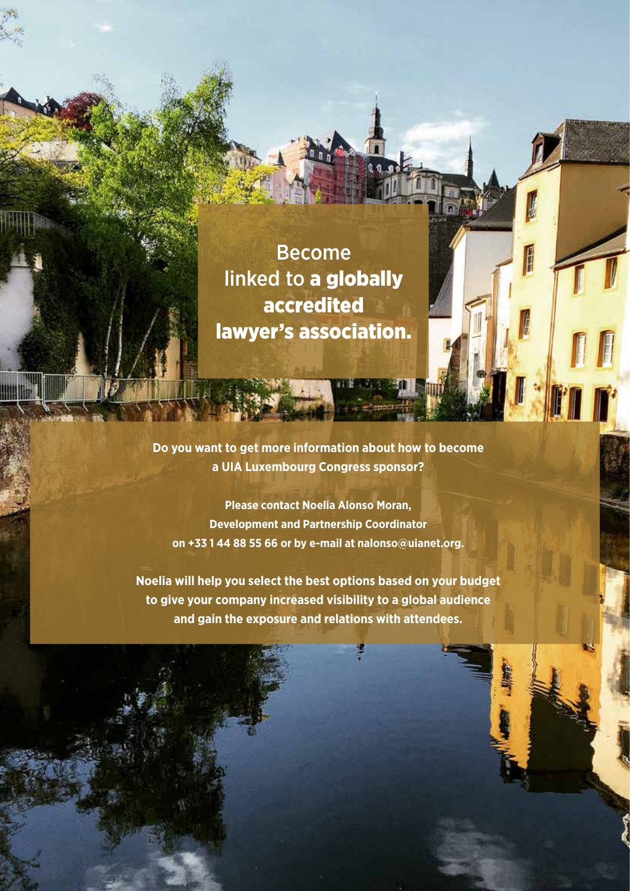# Become linked to **a globally accredited lawyer's association.**

**Do you want to get more information about how to become a UIA Luxembourg Congress sponsor?**

**Please contact Noelia Alonso Moran, Development and Partnership Coordinator on +33 1 44 88 55 66 or by e-mail at nalonso@uianet.org.**

**Noelia will help you select the best options based on your budget to give your company increased visibility to a global audience and gain the exposure and relations with attendees.**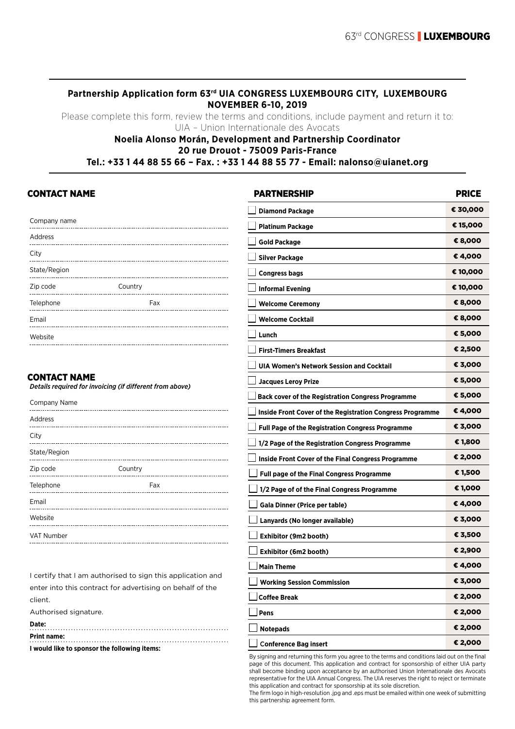## Partnership Application form 63rd UIA CONGRESS LUXEMBOURG CITY, LUXEMBOURG NOVEMBER 6-10, 2019

Please complete this form, review the terms and conditions, include payment and return it to:
UIA – Union Internationale des Avocats

**Noelia Alonso Morán, Development and Partnership Coordinator**
**20 rue Drouot - 75009 Paris-France**
**Tel.: +33 1 44 88 55 66 – Fax. : +33 1 44 88 55 77 - Email: nalonso@uianet.org**

### CONTACT NAME

Company name

Address

City

State/Region

Zip code Country

Telephone Fax

Email

Website

### CONTACT NAME

*Details required for invoicing (if different from above)*

Company Name

Address

City

State/Region

Zip code Country

Telephone Fax

Email

Website

VAT Number

I certify that I am authorised to sign this application and enter into this contract for advertising on behalf of the client.

Authorised signature.

**Date:**

**Print name:**

**I would like to sponsor the following items:**

| PARTNERSHIP | PRICE |
|---|---|
| ☐ Diamond Package | € 30,000 |
| ☐ Platinum Package | € 15,000 |
| ☐ Gold Package | € 8,000 |
| ☐ Silver Package | € 4,000 |
| ☐ Congress bags | € 10,000 |
| ☐ Informal Evening | € 10,000 |
| ☐ Welcome Ceremony | € 8,000 |
| ☐ Welcome Cocktail | € 8,000 |
| ☐ Lunch | € 5,000 |
| ☐ First-Timers Breakfast | € 2,500 |
| ☐ UIA Women's Network Session and Cocktail | € 3,000 |
| ☐ Jacques Leroy Prize | € 5,000 |
| ☐ Back cover of the Registration Congress Programme | € 5,000 |
| ☐ Inside Front Cover of the Registration Congress Programme | € 4,000 |
| ☐ Full Page of the Registration Congress Programme | € 3,000 |
| ☐ 1/2 Page of the Registration Congress Programme | € 1,800 |
| ☐ Inside Front Cover of the Final Congress Programme | € 2,000 |
| ☐ Full page of the Final Congress Programme | € 1,500 |
| ☐ 1/2 Page of of the Final Congress Programme | € 1,000 |
| ☐ Gala Dinner (Price per table) | € 4,000 |
| ☐ Lanyards (No longer available) | € 3,000 |
| ☐ Exhibitor (9m2 booth) | € 3,500 |
| ☐ Exhibitor (6m2 booth) | € 2,900 |
| ☐ Main Theme | € 4,000 |
| ☐ Working Session Commission | € 3,000 |
| ☐ Coffee Break | € 2,000 |
| ☐ Pens | € 2,000 |
| ☐ Notepads | € 2,000 |
| ☐ Conference Bag insert | € 2,000 |

By signing and returning this form you agree to the terms and conditions laid out on the final page of this document. This application and contract for sponsorship of either UIA party shall become binding upon acceptance by an authorised Union Internationale des Avocats representative for the UIA Annual Congress. The UIA reserves the right to reject or terminate this application and contract for sponsorship at its sole discretion.
The firm logo in high-resolution .jpg and .eps must be emailed within one week of submitting this partnership agreement form.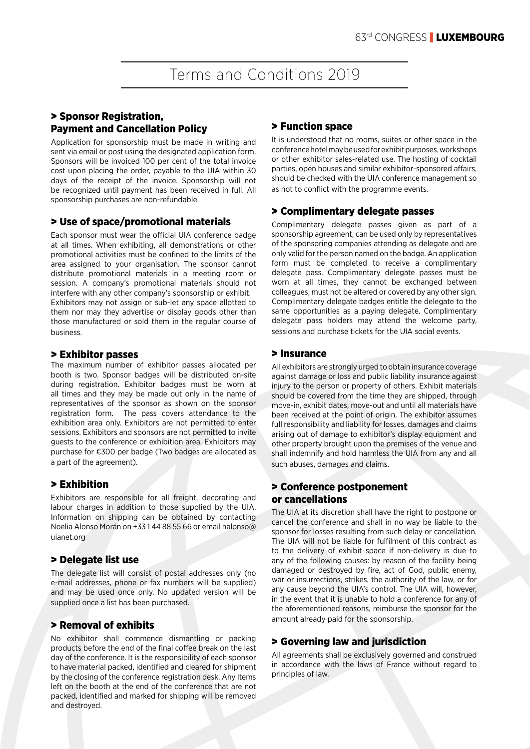# Terms and Conditions 2019

## > Sponsor Registration, Payment and Cancellation Policy

Application for sponsorship must be made in writing and sent via email or post using the designated application form. Sponsors will be invoiced 100 per cent of the total invoice cost upon placing the order, payable to the UIA within 30 days of the receipt of the invoice. Sponsorship will not be recognized until payment has been received in full. All sponsorship purchases are non-refundable.

## > Use of space/promotional materials

Each sponsor must wear the official UIA conference badge at all times. When exhibiting, all demonstrations or other promotional activities must be confined to the limits of the area assigned to your organisation. The sponsor cannot distribute promotional materials in a meeting room or session. A company's promotional materials should not interfere with any other company's sponsorship or exhibit.
Exhibitors may not assign or sub-let any space allotted to them nor may they advertise or display goods other than those manufactured or sold them in the regular course of business.

## > Exhibitor passes

The maximum number of exhibitor passes allocated per booth is two. Sponsor badges will be distributed on-site during registration. Exhibitor badges must be worn at all times and they may be made out only in the name of representatives of the sponsor as shown on the sponsor registration form. The pass covers attendance to the exhibition area only. Exhibitors are not permitted to enter sessions. Exhibitors and sponsors are not permitted to invite guests to the conference or exhibition area. Exhibitors may purchase for €300 per badge (Two badges are allocated as a part of the agreement).

## > Exhibition

Exhibitors are responsible for all freight, decorating and labour charges in addition to those supplied by the UIA. Information on shipping can be obtained by contacting Noelia Alonso Morán on +33 1 44 88 55 66 or email nalonso@uianet.org

## > Delegate list use

The delegate list will consist of postal addresses only (no e-mail addresses, phone or fax numbers will be supplied) and may be used once only. No updated version will be supplied once a list has been purchased.

## > Removal of exhibits

No exhibitor shall commence dismantling or packing products before the end of the final coffee break on the last day of the conference. It is the responsibility of each sponsor to have material packed, identified and cleared for shipment by the closing of the conference registration desk. Any items left on the booth at the end of the conference that are not packed, identified and marked for shipping will be removed and destroyed.

## > Function space

It is understood that no rooms, suites or other space in the conference hotel may be used for exhibit purposes, workshops or other exhibitor sales-related use. The hosting of cocktail parties, open houses and similar exhibitor-sponsored affairs, should be checked with the UIA conference management so as not to conflict with the programme events.

## > Complimentary delegate passes

Complimentary delegate passes given as part of a sponsorship agreement, can be used only by representatives of the sponsoring companies attending as delegate and are only valid for the person named on the badge. An application form must be completed to receive a complimentary delegate pass. Complimentary delegate passes must be worn at all times, they cannot be exchanged between colleagues, must not be altered or covered by any other sign. Complimentary delegate badges entitle the delegate to the same opportunities as a paying delegate. Complimentary delegate pass holders may attend the welcome party, sessions and purchase tickets for the UIA social events.

## > Insurance

All exhibitors are strongly urged to obtain insurance coverage against damage or loss and public liability insurance against injury to the person or property of others. Exhibit materials should be covered from the time they are shipped, through move-in, exhibit dates, move-out and until all materials have been received at the point of origin. The exhibitor assumes full responsibility and liability for losses, damages and claims arising out of damage to exhibitor's display equipment and other property brought upon the premises of the venue and shall indemnify and hold harmless the UIA from any and all such abuses, damages and claims.

## > Conference postponement or cancellations

The UIA at its discretion shall have the right to postpone or cancel the conference and shall in no way be liable to the sponsor for losses resulting from such delay or cancellation. The UIA will not be liable for fulfilment of this contract as to the delivery of exhibit space if non-delivery is due to any of the following causes: by reason of the facility being damaged or destroyed by fire, act of God, public enemy, war or insurrections, strikes, the authority of the law, or for any cause beyond the UIA's control. The UIA will, however, in the event that it is unable to hold a conference for any of the aforementioned reasons, reimburse the sponsor for the amount already paid for the sponsorship.

## > Governing law and jurisdiction

All agreements shall be exclusively governed and construed in accordance with the laws of France without regard to principles of law.